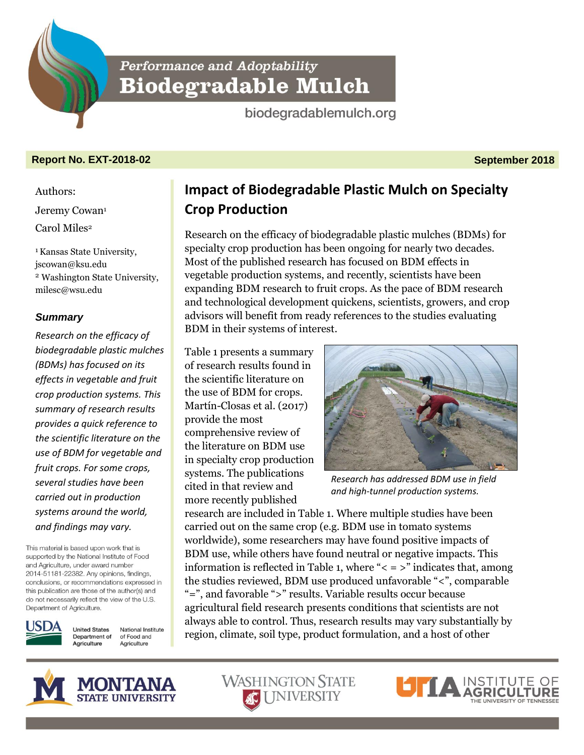*Performance and Adoptability*

# Biodegradable Mulch

biodegradablemulch.org

**Report No. EXT-2018-02** **September 2018**

Authors:

Jeremy Cowan[1]

Carol Miles[2]

[1] Kansas State University, jscowan@ksu.edu

[2] Washington State University, milesc@wsu.edu

### *Summary*

*Research on the efficacy of biodegradable plastic mulches (BDMs) has focused on its effects in vegetable and fruit crop production systems. This summary of research results provides a quick reference to the scientific literature on the use of BDM for vegetable and fruit crops. For some crops, several studies have been carried out in production systems around the world, and findings may vary.*

This material is based upon work that is supported by the National Institute of Food and Agriculture, under award number 2014-51181-22382. Any opinions, findings, conclusions, or recommendations expressed in this publication are those of the author(s) and do not necessarily reflect the view of the U.S. Department of Agriculture.

USDA United States Department of Agriculture National Institute of Food and Agriculture

## Impact of Biodegradable Plastic Mulch on Specialty Crop Production

Research on the efficacy of biodegradable plastic mulches (BDMs) for specialty crop production has been ongoing for nearly two decades. Most of the published research has focused on BDM effects in vegetable production systems, and recently, scientists have been expanding BDM research to fruit crops. As the pace of BDM research and technological development quickens, scientists, growers, and crop advisors will benefit from ready references to the studies evaluating BDM in their systems of interest.

Table 1 presents a summary of research results found in the scientific literature on the use of BDM for crops. Martín-Closas et al. (2017) provide the most comprehensive review of the literature on BDM use in specialty crop production systems. The publications cited in that review and more recently published research are included in Table 1. Where multiple studies have been carried out on the same crop (e.g. BDM use in tomato systems worldwide), some researchers may have found positive impacts of BDM use, while others have found neutral or negative impacts. This information is reflected in Table 1, where "< = >" indicates that, among the studies reviewed, BDM use produced unfavorable "<", comparable "=", and favorable ">" results. Variable results occur because agricultural field research presents conditions that scientists are not always able to control. Thus, research results may vary substantially by region, climate, soil type, product formulation, and a host of other

*Research has addressed BDM use in field and high-tunnel production systems.*

MONTANA STATE UNIVERSITY · WASHINGTON STATE UNIVERSITY · UTIA INSTITUTE OF AGRICULTURE THE UNIVERSITY OF TENNESSEE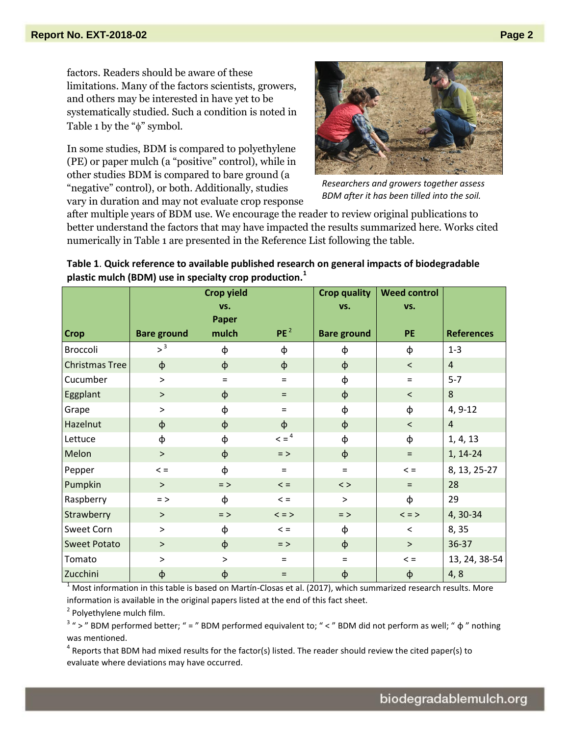factors. Readers should be aware of these limitations. Many of the factors scientists, growers, and others may be interested in have yet to be systematically studied. Such a condition is noted in Table 1 by the "ϕ" symbol.

In some studies, BDM is compared to polyethylene (PE) or paper mulch (a "positive" control), while in other studies BDM is compared to bare ground (a "negative" control), or both. Additionally, studies vary in duration and may not evaluate crop response after multiple years of BDM use. We encourage the reader to review original publications to better understand the factors that may have impacted the results summarized here. Works cited numerically in Table 1 are presented in the Reference List following the table.

*Researchers and growers together assess BDM after it has been tilled into the soil.*

**Table 1**. **Quick reference to available published research on general impacts of biodegradable plastic mulch (BDM) use in specialty crop production.**[1]

| Crop | Crop yield vs. | | | Crop quality vs. | Weed control vs. | References |
|---|---|---|---|---|---|---|
| | Bare ground | Paper mulch | PE[2] | Bare ground | PE | |
| Broccoli | >[3] | ϕ | ϕ | ϕ | ϕ | 1-3 |
| Christmas Tree | ϕ | ϕ | ϕ | ϕ | < | 4 |
| Cucumber | > | = | = | ϕ | = | 5-7 |
| Eggplant | > | ϕ | = | ϕ | < | 8 |
| Grape | > | ϕ | = | ϕ | ϕ | 4, 9-12 |
| Hazelnut | ϕ | ϕ | ϕ | ϕ | < | 4 |
| Lettuce | ϕ | ϕ | < =[4] | ϕ | ϕ | 1, 4, 13 |
| Melon | > | ϕ | = > | ϕ | = | 1, 14-24 |
| Pepper | < = | ϕ | = | = | < = | 8, 13, 25-27 |
| Pumpkin | > | = > | < = | < > | = | 28 |
| Raspberry | = > | ϕ | < = | > | ϕ | 29 |
| Strawberry | > | = > | < = > | = > | < = > | 4, 30-34 |
| Sweet Corn | > | ϕ | < = | ϕ | < | 8, 35 |
| Sweet Potato | > | ϕ | = > | ϕ | > | 36-37 |
| Tomato | > | > | = | = | < = | 13, 24, 38-54 |
| Zucchini | ϕ | ϕ | = | ϕ | ϕ | 4, 8 |

[1] Most information in this table is based on Martín-Closas et al. (2017), which summarized research results. More information is available in the original papers listed at the end of this fact sheet.

[2] Polyethylene mulch film.

[3] " > " BDM performed better; " = " BDM performed equivalent to; " < " BDM did not perform as well; " ϕ " nothing was mentioned.

[4] Reports that BDM had mixed results for the factor(s) listed. The reader should review the cited paper(s) to evaluate where deviations may have occurred.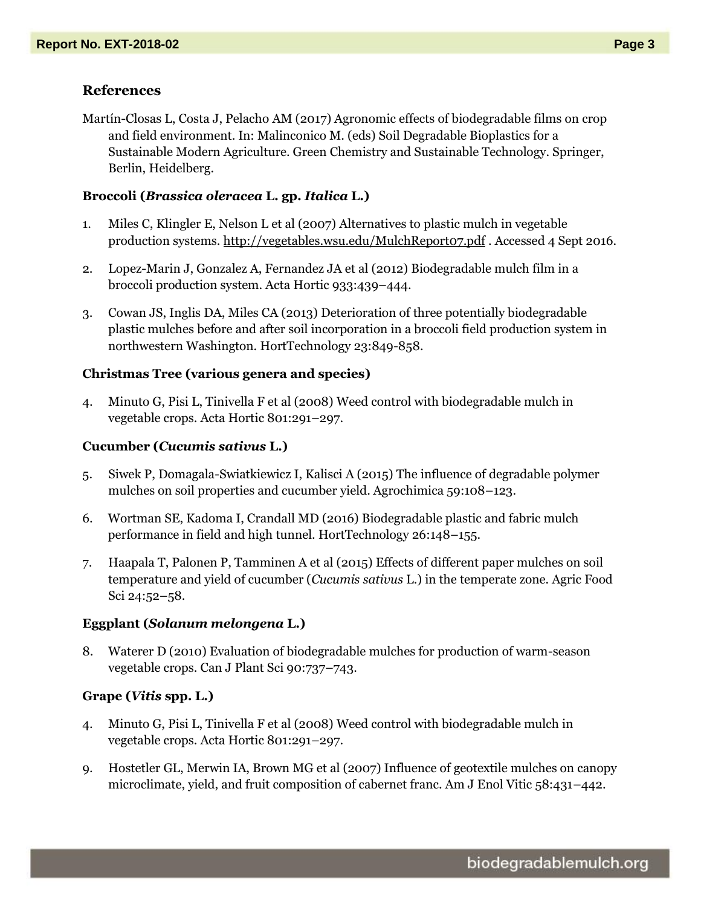## References

Martín-Closas L, Costa J, Pelacho AM (2017) Agronomic effects of biodegradable films on crop and field environment. In: Malinconico M. (eds) Soil Degradable Bioplastics for a Sustainable Modern Agriculture. Green Chemistry and Sustainable Technology. Springer, Berlin, Heidelberg.

### Broccoli (*Brassica oleracea* L. gp. *Italica* L.)

1. Miles C, Klingler E, Nelson L et al (2007) Alternatives to plastic mulch in vegetable production systems. http://vegetables.wsu.edu/MulchReport07.pdf . Accessed 4 Sept 2016.

2. Lopez-Marin J, Gonzalez A, Fernandez JA et al (2012) Biodegradable mulch film in a broccoli production system. Acta Hortic 933:439–444.

3. Cowan JS, Inglis DA, Miles CA (2013) Deterioration of three potentially biodegradable plastic mulches before and after soil incorporation in a broccoli field production system in northwestern Washington. HortTechnology 23:849-858.

### Christmas Tree (various genera and species)

4. Minuto G, Pisi L, Tinivella F et al (2008) Weed control with biodegradable mulch in vegetable crops. Acta Hortic 801:291–297.

### Cucumber (*Cucumis sativus* L.)

5. Siwek P, Domagala-Swiatkiewicz I, Kalisci A (2015) The influence of degradable polymer mulches on soil properties and cucumber yield. Agrochimica 59:108–123.

6. Wortman SE, Kadoma I, Crandall MD (2016) Biodegradable plastic and fabric mulch performance in field and high tunnel. HortTechnology 26:148–155.

7. Haapala T, Palonen P, Tamminen A et al (2015) Effects of different paper mulches on soil temperature and yield of cucumber (*Cucumis sativus* L.) in the temperate zone. Agric Food Sci 24:52–58.

### Eggplant (*Solanum melongena* L.)

8. Waterer D (2010) Evaluation of biodegradable mulches for production of warm-season vegetable crops. Can J Plant Sci 90:737–743.

### Grape (*Vitis* spp. L.)

4. Minuto G, Pisi L, Tinivella F et al (2008) Weed control with biodegradable mulch in vegetable crops. Acta Hortic 801:291–297.

9. Hostetler GL, Merwin IA, Brown MG et al (2007) Influence of geotextile mulches on canopy microclimate, yield, and fruit composition of cabernet franc. Am J Enol Vitic 58:431–442.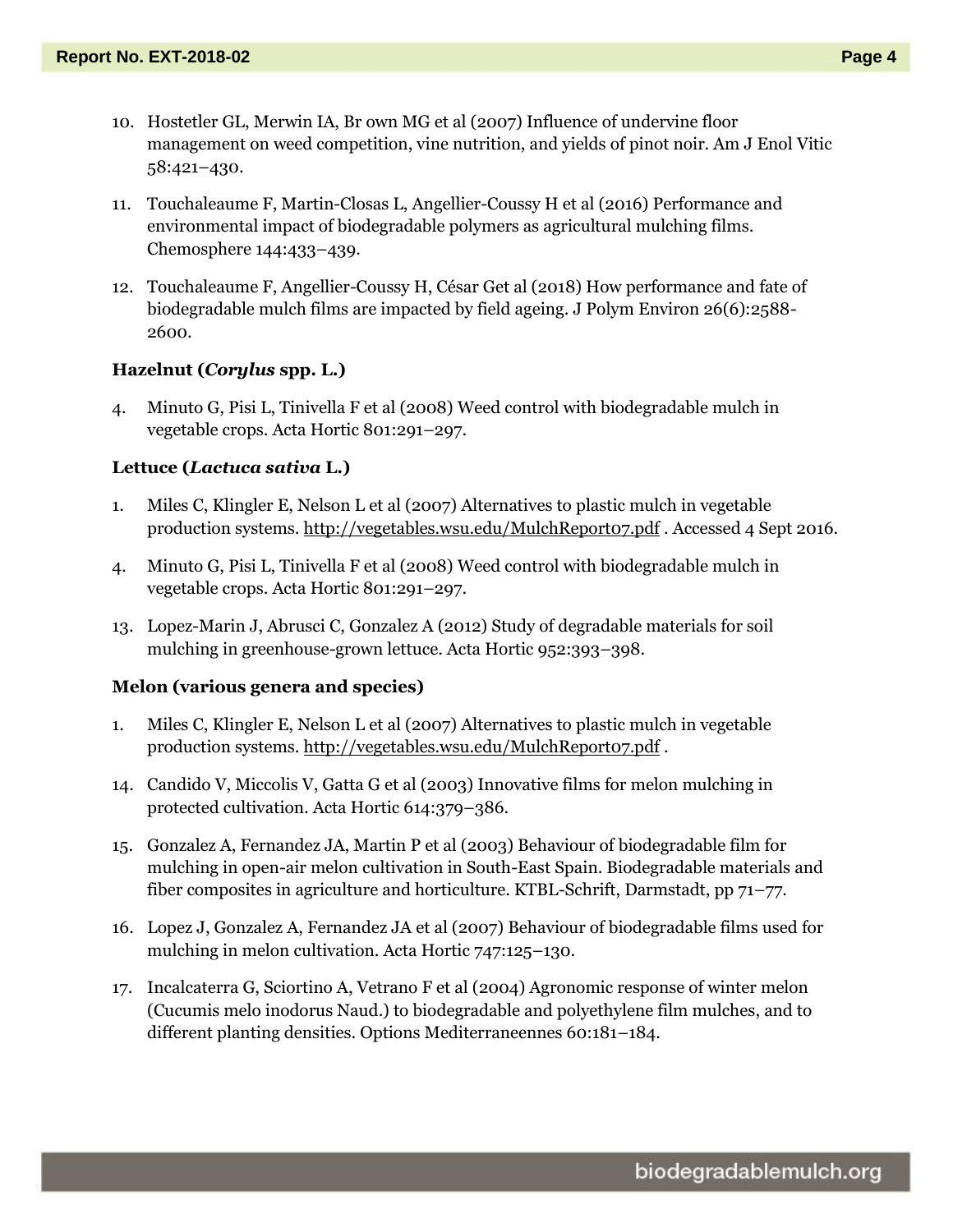10. Hostetler GL, Merwin IA, Br own MG et al (2007) Influence of undervine floor management on weed competition, vine nutrition, and yields of pinot noir. Am J Enol Vitic 58:421–430.

11. Touchaleaume F, Martin-Closas L, Angellier-Coussy H et al (2016) Performance and environmental impact of biodegradable polymers as agricultural mulching films. Chemosphere 144:433–439.

12. Touchaleaume F, Angellier-Coussy H, César Get al (2018) How performance and fate of biodegradable mulch films are impacted by field ageing. J Polym Environ 26(6):2588-2600.

**Hazelnut (*Corylus* spp. L.)**

4. Minuto G, Pisi L, Tinivella F et al (2008) Weed control with biodegradable mulch in vegetable crops. Acta Hortic 801:291–297.

**Lettuce (*Lactuca sativa* L.)**

1. Miles C, Klingler E, Nelson L et al (2007) Alternatives to plastic mulch in vegetable production systems. http://vegetables.wsu.edu/MulchReport07.pdf . Accessed 4 Sept 2016.

4. Minuto G, Pisi L, Tinivella F et al (2008) Weed control with biodegradable mulch in vegetable crops. Acta Hortic 801:291–297.

13. Lopez-Marin J, Abrusci C, Gonzalez A (2012) Study of degradable materials for soil mulching in greenhouse-grown lettuce. Acta Hortic 952:393–398.

**Melon (various genera and species)**

1. Miles C, Klingler E, Nelson L et al (2007) Alternatives to plastic mulch in vegetable production systems. http://vegetables.wsu.edu/MulchReport07.pdf .

14. Candido V, Miccolis V, Gatta G et al (2003) Innovative films for melon mulching in protected cultivation. Acta Hortic 614:379–386.

15. Gonzalez A, Fernandez JA, Martin P et al (2003) Behaviour of biodegradable film for mulching in open-air melon cultivation in South-East Spain. Biodegradable materials and fiber composites in agriculture and horticulture. KTBL-Schrift, Darmstadt, pp 71–77.

16. Lopez J, Gonzalez A, Fernandez JA et al (2007) Behaviour of biodegradable films used for mulching in melon cultivation. Acta Hortic 747:125–130.

17. Incalcaterra G, Sciortino A, Vetrano F et al (2004) Agronomic response of winter melon (Cucumis melo inodorus Naud.) to biodegradable and polyethylene film mulches, and to different planting densities. Options Mediterraneennes 60:181–184.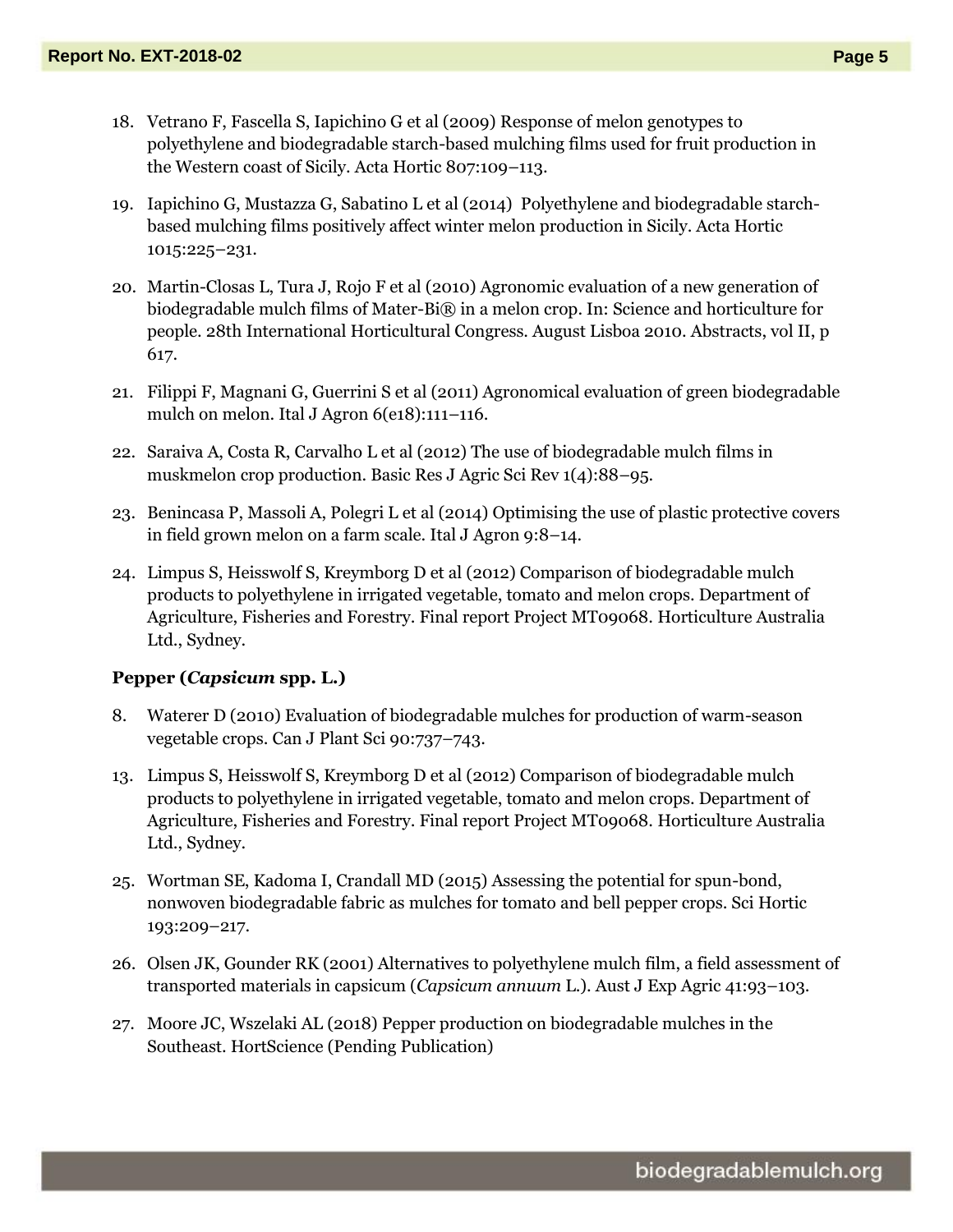18. Vetrano F, Fascella S, Iapichino G et al (2009) Response of melon genotypes to polyethylene and biodegradable starch-based mulching films used for fruit production in the Western coast of Sicily. Acta Hortic 807:109–113.

19. Iapichino G, Mustazza G, Sabatino L et al (2014) Polyethylene and biodegradable starch-based mulching films positively affect winter melon production in Sicily. Acta Hortic 1015:225–231.

20. Martin-Closas L, Tura J, Rojo F et al (2010) Agronomic evaluation of a new generation of biodegradable mulch films of Mater-Bi® in a melon crop. In: Science and horticulture for people. 28th International Horticultural Congress. August Lisboa 2010. Abstracts, vol II, p 617.

21. Filippi F, Magnani G, Guerrini S et al (2011) Agronomical evaluation of green biodegradable mulch on melon. Ital J Agron 6(e18):111–116.

22. Saraiva A, Costa R, Carvalho L et al (2012) The use of biodegradable mulch films in muskmelon crop production. Basic Res J Agric Sci Rev 1(4):88–95.

23. Benincasa P, Massoli A, Polegri L et al (2014) Optimising the use of plastic protective covers in field grown melon on a farm scale. Ital J Agron 9:8–14.

24. Limpus S, Heisswolf S, Kreymborg D et al (2012) Comparison of biodegradable mulch products to polyethylene in irrigated vegetable, tomato and melon crops. Department of Agriculture, Fisheries and Forestry. Final report Project MT09068. Horticulture Australia Ltd., Sydney.

**Pepper (*Capsicum* spp. L.)**

8. Waterer D (2010) Evaluation of biodegradable mulches for production of warm-season vegetable crops. Can J Plant Sci 90:737–743.

13. Limpus S, Heisswolf S, Kreymborg D et al (2012) Comparison of biodegradable mulch products to polyethylene in irrigated vegetable, tomato and melon crops. Department of Agriculture, Fisheries and Forestry. Final report Project MT09068. Horticulture Australia Ltd., Sydney.

25. Wortman SE, Kadoma I, Crandall MD (2015) Assessing the potential for spun-bond, nonwoven biodegradable fabric as mulches for tomato and bell pepper crops. Sci Hortic 193:209–217.

26. Olsen JK, Gounder RK (2001) Alternatives to polyethylene mulch film, a field assessment of transported materials in capsicum (*Capsicum annuum* L.). Aust J Exp Agric 41:93–103.

27. Moore JC, Wszelaki AL (2018) Pepper production on biodegradable mulches in the Southeast. HortScience (Pending Publication)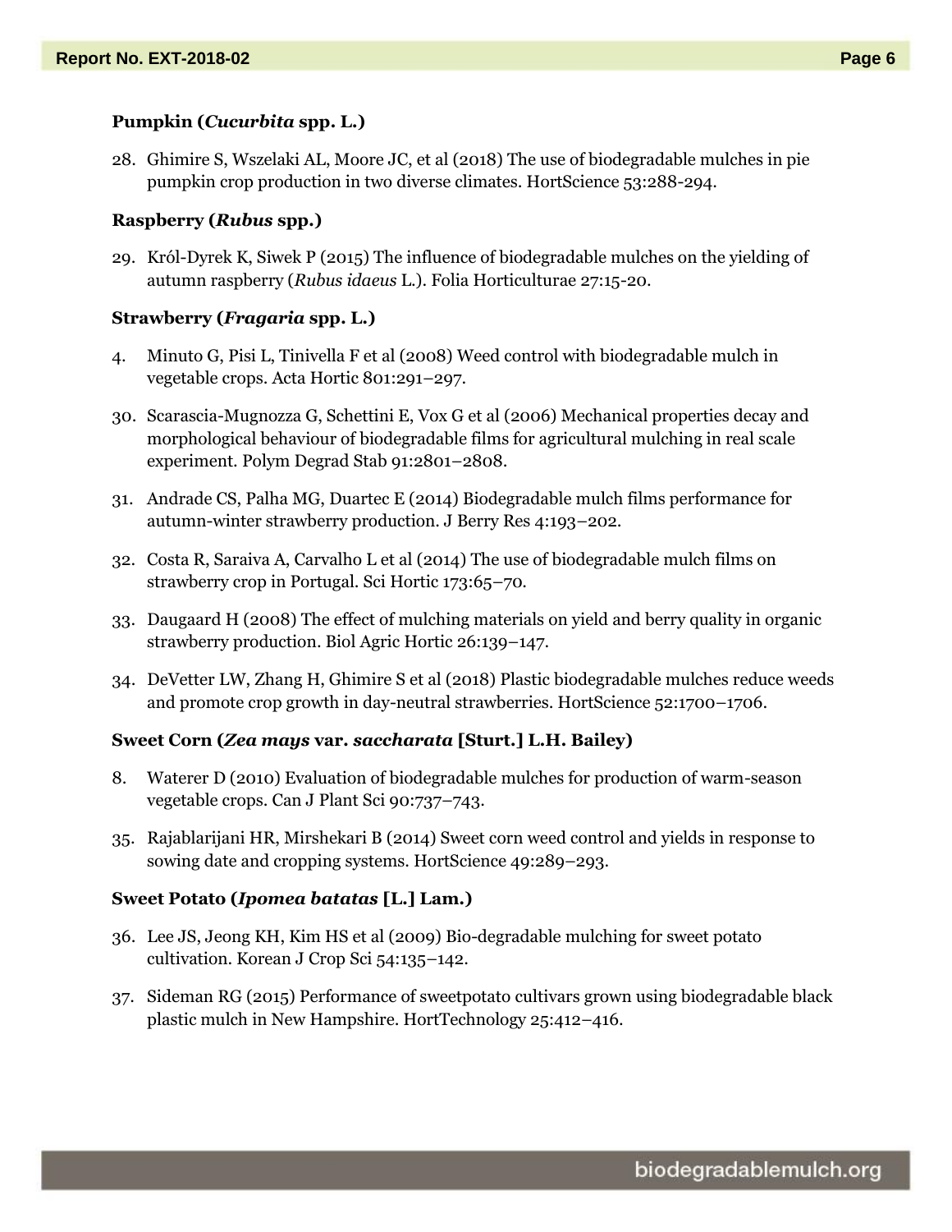**Pumpkin (*Cucurbita* spp. L.)**

28. Ghimire S, Wszelaki AL, Moore JC, et al (2018) The use of biodegradable mulches in pie pumpkin crop production in two diverse climates. HortScience 53:288-294.

**Raspberry (*Rubus* spp.)**

29. Król-Dyrek K, Siwek P (2015) The influence of biodegradable mulches on the yielding of autumn raspberry (*Rubus idaeus* L.). Folia Horticulturae 27:15-20.

**Strawberry (*Fragaria* spp. L.)**

4. Minuto G, Pisi L, Tinivella F et al (2008) Weed control with biodegradable mulch in vegetable crops. Acta Hortic 801:291–297.

30. Scarascia-Mugnozza G, Schettini E, Vox G et al (2006) Mechanical properties decay and morphological behaviour of biodegradable films for agricultural mulching in real scale experiment. Polym Degrad Stab 91:2801–2808.

31. Andrade CS, Palha MG, Duartec E (2014) Biodegradable mulch films performance for autumn-winter strawberry production. J Berry Res 4:193–202.

32. Costa R, Saraiva A, Carvalho L et al (2014) The use of biodegradable mulch films on strawberry crop in Portugal. Sci Hortic 173:65–70.

33. Daugaard H (2008) The effect of mulching materials on yield and berry quality in organic strawberry production. Biol Agric Hortic 26:139–147.

34. DeVetter LW, Zhang H, Ghimire S et al (2018) Plastic biodegradable mulches reduce weeds and promote crop growth in day-neutral strawberries. HortScience 52:1700–1706.

**Sweet Corn (*Zea mays* var. *saccharata* [Sturt.] L.H. Bailey)**

8. Waterer D (2010) Evaluation of biodegradable mulches for production of warm-season vegetable crops. Can J Plant Sci 90:737–743.

35. Rajablarijani HR, Mirshekari B (2014) Sweet corn weed control and yields in response to sowing date and cropping systems. HortScience 49:289–293.

**Sweet Potato (*Ipomea batatas* [L.] Lam.)**

36. Lee JS, Jeong KH, Kim HS et al (2009) Bio-degradable mulching for sweet potato cultivation. Korean J Crop Sci 54:135–142.

37. Sideman RG (2015) Performance of sweetpotato cultivars grown using biodegradable black plastic mulch in New Hampshire. HortTechnology 25:412–416.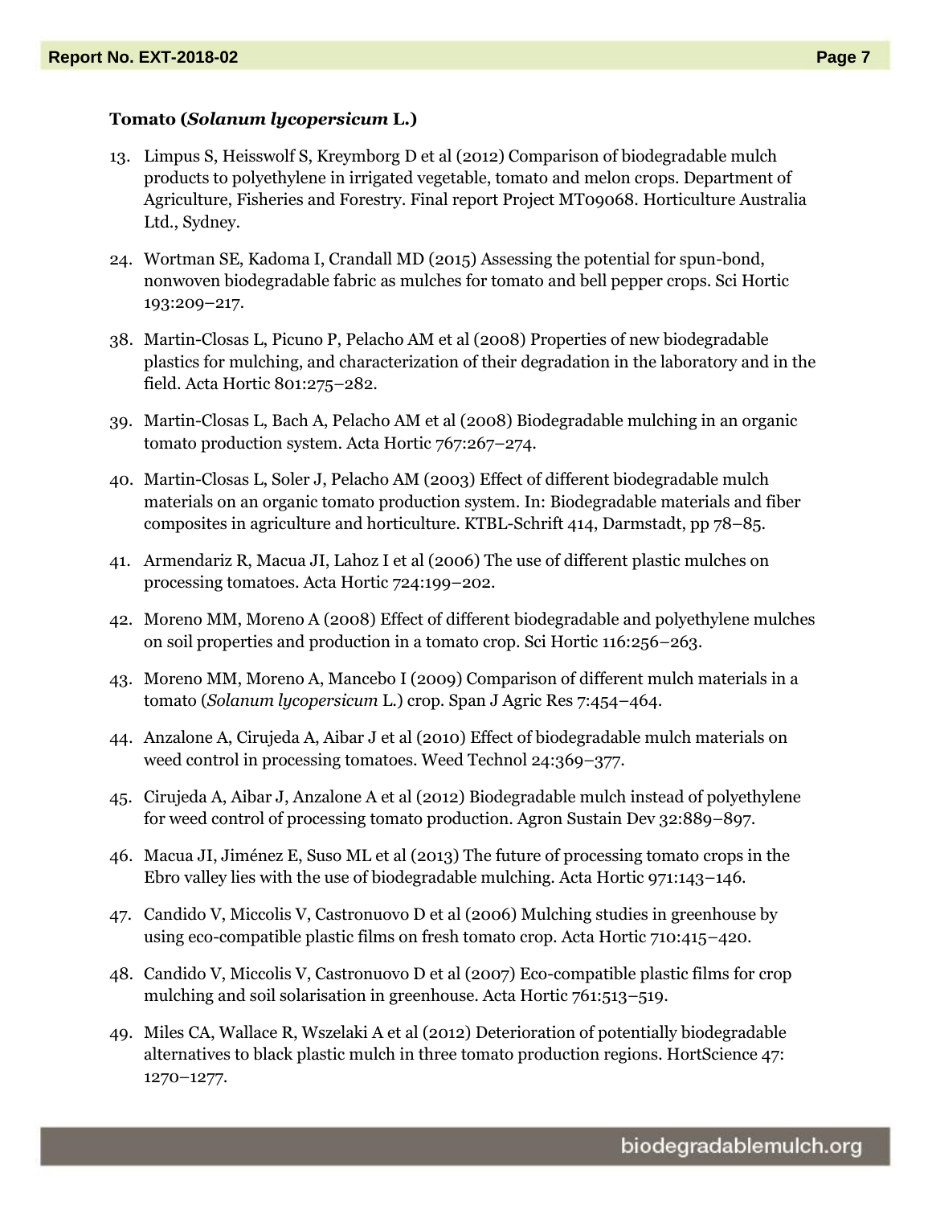### Tomato (*Solanum lycopersicum* L.)

13. Limpus S, Heisswolf S, Kreymborg D et al (2012) Comparison of biodegradable mulch products to polyethylene in irrigated vegetable, tomato and melon crops. Department of Agriculture, Fisheries and Forestry. Final report Project MT09068. Horticulture Australia Ltd., Sydney.

24. Wortman SE, Kadoma I, Crandall MD (2015) Assessing the potential for spun-bond, nonwoven biodegradable fabric as mulches for tomato and bell pepper crops. Sci Hortic 193:209–217.

38. Martin-Closas L, Picuno P, Pelacho AM et al (2008) Properties of new biodegradable plastics for mulching, and characterization of their degradation in the laboratory and in the field. Acta Hortic 801:275–282.

39. Martin-Closas L, Bach A, Pelacho AM et al (2008) Biodegradable mulching in an organic tomato production system. Acta Hortic 767:267–274.

40. Martin-Closas L, Soler J, Pelacho AM (2003) Effect of different biodegradable mulch materials on an organic tomato production system. In: Biodegradable materials and fiber composites in agriculture and horticulture. KTBL-Schrift 414, Darmstadt, pp 78–85.

41. Armendariz R, Macua JI, Lahoz I et al (2006) The use of different plastic mulches on processing tomatoes. Acta Hortic 724:199–202.

42. Moreno MM, Moreno A (2008) Effect of different biodegradable and polyethylene mulches on soil properties and production in a tomato crop. Sci Hortic 116:256–263.

43. Moreno MM, Moreno A, Mancebo I (2009) Comparison of different mulch materials in a tomato (*Solanum lycopersicum* L.) crop. Span J Agric Res 7:454–464.

44. Anzalone A, Cirujeda A, Aibar J et al (2010) Effect of biodegradable mulch materials on weed control in processing tomatoes. Weed Technol 24:369–377.

45. Cirujeda A, Aibar J, Anzalone A et al (2012) Biodegradable mulch instead of polyethylene for weed control of processing tomato production. Agron Sustain Dev 32:889–897.

46. Macua JI, Jiménez E, Suso ML et al (2013) The future of processing tomato crops in the Ebro valley lies with the use of biodegradable mulching. Acta Hortic 971:143–146.

47. Candido V, Miccolis V, Castronuovo D et al (2006) Mulching studies in greenhouse by using eco-compatible plastic films on fresh tomato crop. Acta Hortic 710:415–420.

48. Candido V, Miccolis V, Castronuovo D et al (2007) Eco-compatible plastic films for crop mulching and soil solarisation in greenhouse. Acta Hortic 761:513–519.

49. Miles CA, Wallace R, Wszelaki A et al (2012) Deterioration of potentially biodegradable alternatives to black plastic mulch in three tomato production regions. HortScience 47: 1270–1277.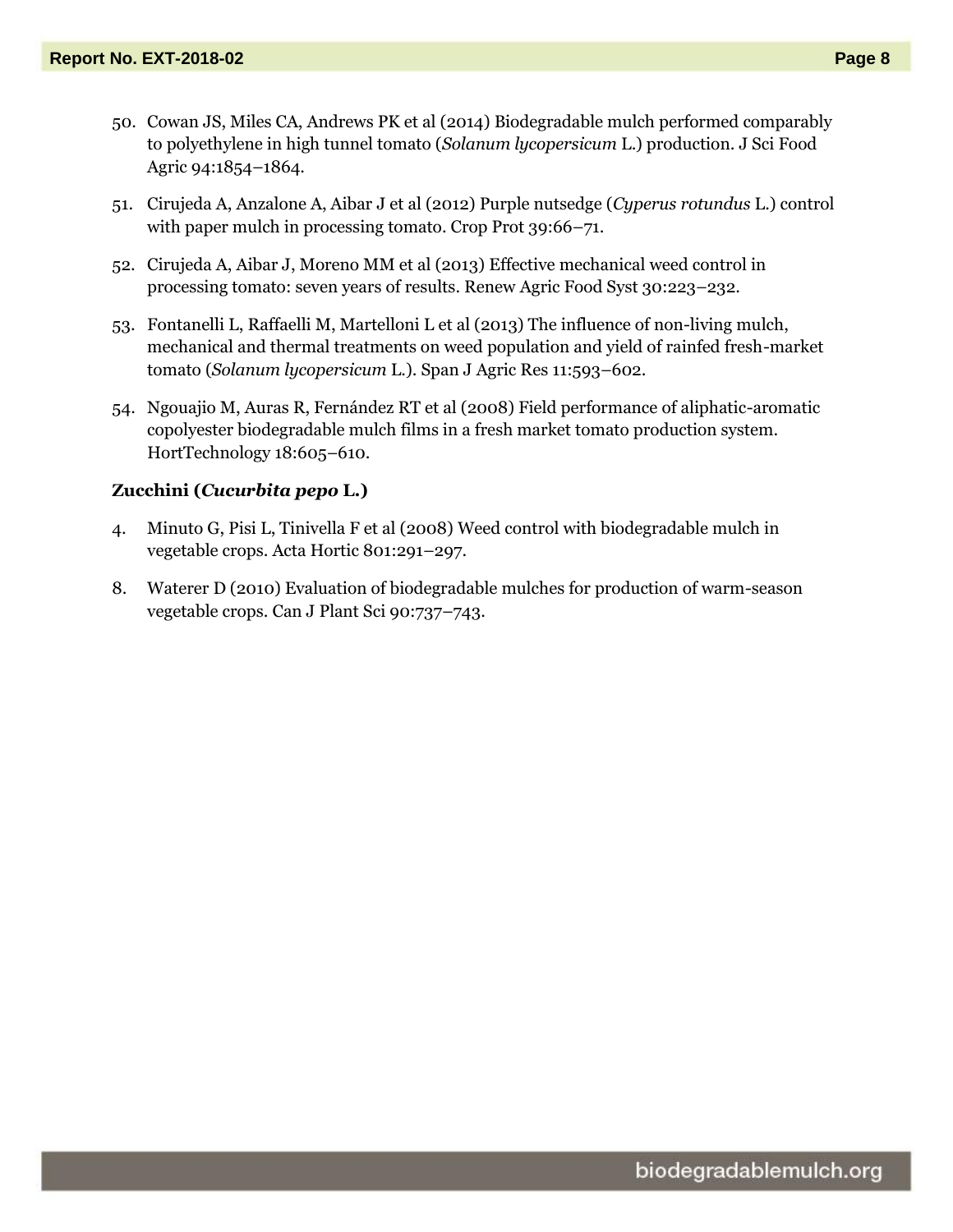50. Cowan JS, Miles CA, Andrews PK et al (2014) Biodegradable mulch performed comparably to polyethylene in high tunnel tomato (*Solanum lycopersicum* L.) production. J Sci Food Agric 94:1854–1864.

51. Cirujeda A, Anzalone A, Aibar J et al (2012) Purple nutsedge (*Cyperus rotundus* L.) control with paper mulch in processing tomato. Crop Prot 39:66–71.

52. Cirujeda A, Aibar J, Moreno MM et al (2013) Effective mechanical weed control in processing tomato: seven years of results. Renew Agric Food Syst 30:223–232.

53. Fontanelli L, Raffaelli M, Martelloni L et al (2013) The influence of non-living mulch, mechanical and thermal treatments on weed population and yield of rainfed fresh-market tomato (*Solanum lycopersicum* L.). Span J Agric Res 11:593–602.

54. Ngouajio M, Auras R, Fernández RT et al (2008) Field performance of aliphatic-aromatic copolyester biodegradable mulch films in a fresh market tomato production system. HortTechnology 18:605–610.

**Zucchini (*Cucurbita pepo* L.)**

4. Minuto G, Pisi L, Tinivella F et al (2008) Weed control with biodegradable mulch in vegetable crops. Acta Hortic 801:291–297.

8. Waterer D (2010) Evaluation of biodegradable mulches for production of warm-season vegetable crops. Can J Plant Sci 90:737–743.